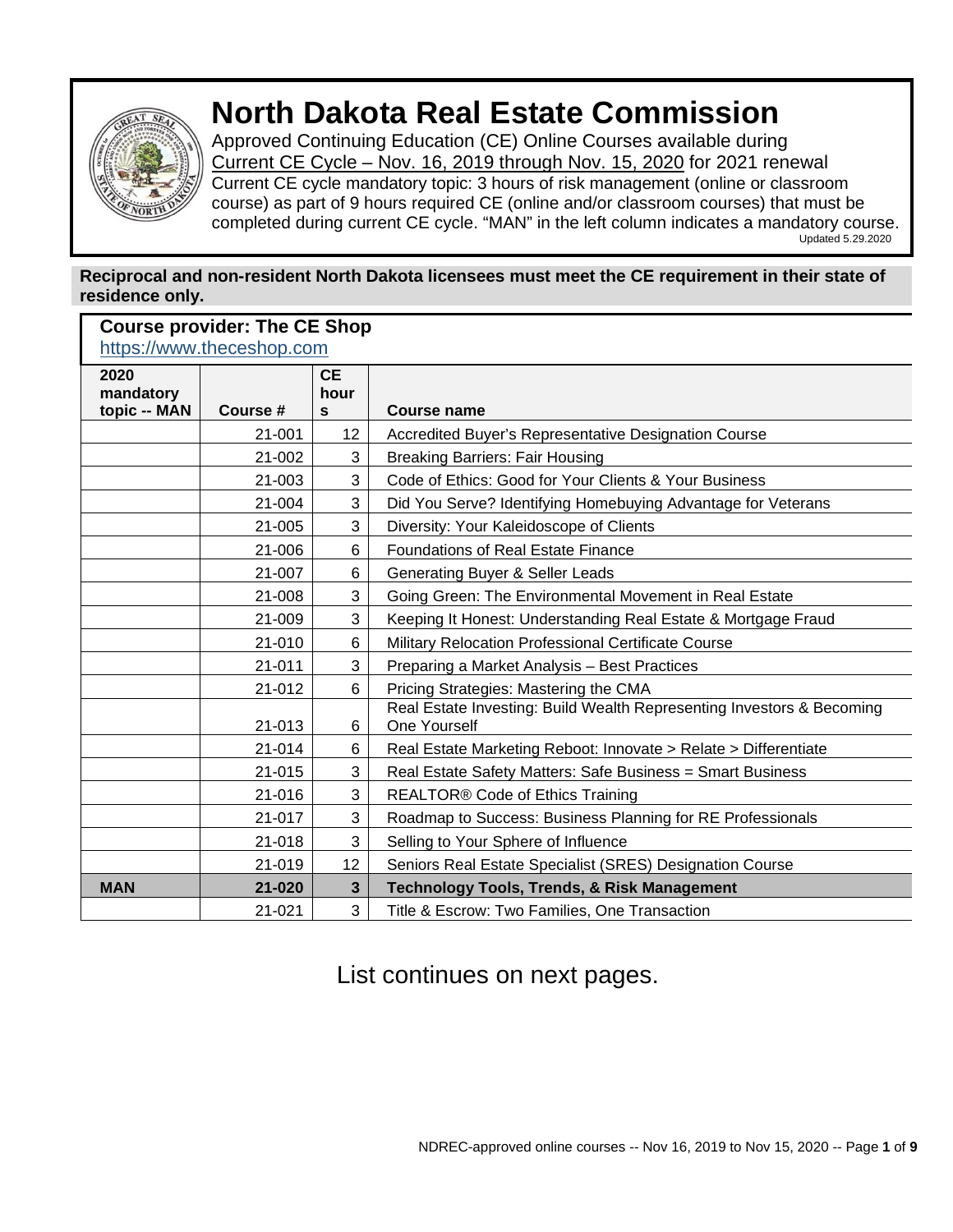# North Dakota Real Estate Commission

Approved Continuing Education (CE) Online Courses available during Current CE Cycle – Nov. 16, 2019 through Nov. 15, 2020 for 2021 renewal

Current CE cycle mandatory topic: 3 hours of risk management (online or classroom course) as part of 9 hours required CE (online and/or classroom courses) that must be completed during current CE cycle. "MAN" in the left column indicates a mandatory course.

Updated 5.29.2020

**Reciprocal and non-resident North Dakota licensees must meet the CE requirement in their state of residence only.**

## Course provider: The CE Shop

https://www.theceshop.com

| 2020 mandatory topic -- MAN | Course # | CE hours | Course name |
|---|---|---|---|
| | 21-001 | 12 | Accredited Buyer's Representative Designation Course |
| | 21-002 | 3 | Breaking Barriers: Fair Housing |
| | 21-003 | 3 | Code of Ethics: Good for Your Clients & Your Business |
| | 21-004 | 3 | Did You Serve? Identifying Homebuying Advantage for Veterans |
| | 21-005 | 3 | Diversity: Your Kaleidoscope of Clients |
| | 21-006 | 6 | Foundations of Real Estate Finance |
| | 21-007 | 6 | Generating Buyer & Seller Leads |
| | 21-008 | 3 | Going Green: The Environmental Movement in Real Estate |
| | 21-009 | 3 | Keeping It Honest: Understanding Real Estate & Mortgage Fraud |
| | 21-010 | 6 | Military Relocation Professional Certificate Course |
| | 21-011 | 3 | Preparing a Market Analysis – Best Practices |
| | 21-012 | 6 | Pricing Strategies: Mastering the CMA |
| | 21-013 | 6 | Real Estate Investing: Build Wealth Representing Investors & Becoming One Yourself |
| | 21-014 | 6 | Real Estate Marketing Reboot: Innovate > Relate > Differentiate |
| | 21-015 | 3 | Real Estate Safety Matters: Safe Business = Smart Business |
| | 21-016 | 3 | REALTOR® Code of Ethics Training |
| | 21-017 | 3 | Roadmap to Success: Business Planning for RE Professionals |
| | 21-018 | 3 | Selling to Your Sphere of Influence |
| | 21-019 | 12 | Seniors Real Estate Specialist (SRES) Designation Course |
| **MAN** | **21-020** | **3** | **Technology Tools, Trends, & Risk Management** |
| | 21-021 | 3 | Title & Escrow: Two Families, One Transaction |

List continues on next pages.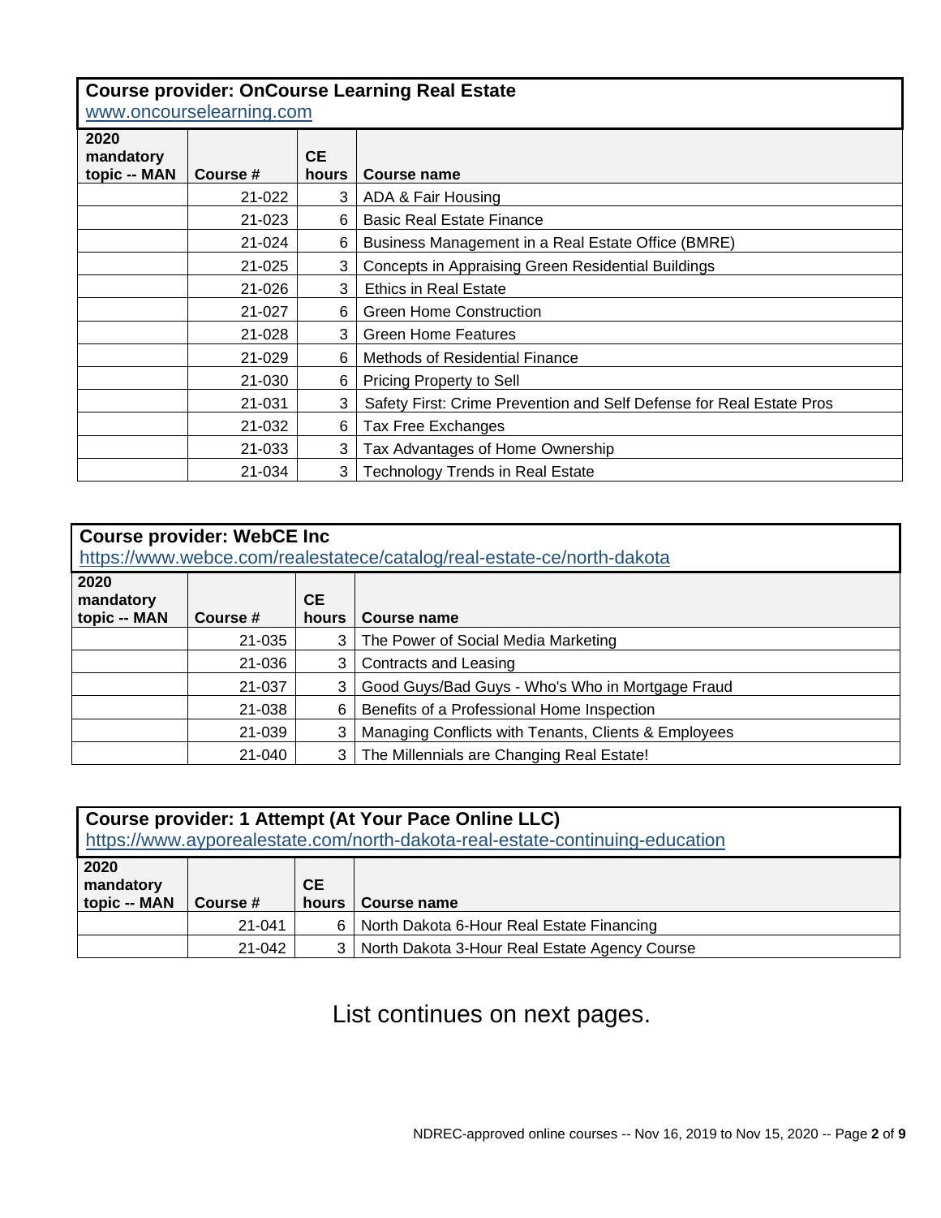**Course provider: OnCourse Learning Real Estate**
www.oncourselearning.com

| 2020 mandatory topic -- MAN | Course # | CE hours | Course name |
|---|---|---|---|
| | 21-022 | 3 | ADA & Fair Housing |
| | 21-023 | 6 | Basic Real Estate Finance |
| | 21-024 | 6 | Business Management in a Real Estate Office (BMRE) |
| | 21-025 | 3 | Concepts in Appraising Green Residential Buildings |
| | 21-026 | 3 | Ethics in Real Estate |
| | 21-027 | 6 | Green Home Construction |
| | 21-028 | 3 | Green Home Features |
| | 21-029 | 6 | Methods of Residential Finance |
| | 21-030 | 6 | Pricing Property to Sell |
| | 21-031 | 3 | Safety First: Crime Prevention and Self Defense for Real Estate Pros |
| | 21-032 | 6 | Tax Free Exchanges |
| | 21-033 | 3 | Tax Advantages of Home Ownership |
| | 21-034 | 3 | Technology Trends in Real Estate |

**Course provider: WebCE Inc**
https://www.webce.com/realestatece/catalog/real-estate-ce/north-dakota

| 2020 mandatory topic -- MAN | Course # | CE hours | Course name |
|---|---|---|---|
| | 21-035 | 3 | The Power of Social Media Marketing |
| | 21-036 | 3 | Contracts and Leasing |
| | 21-037 | 3 | Good Guys/Bad Guys - Who's Who in Mortgage Fraud |
| | 21-038 | 6 | Benefits of a Professional Home Inspection |
| | 21-039 | 3 | Managing Conflicts with Tenants, Clients & Employees |
| | 21-040 | 3 | The Millennials are Changing Real Estate! |

**Course provider: 1 Attempt (At Your Pace Online LLC)**
https://www.ayporealestate.com/north-dakota-real-estate-continuing-education

| 2020 mandatory topic -- MAN | Course # | CE hours | Course name |
|---|---|---|---|
| | 21-041 | 6 | North Dakota 6-Hour Real Estate Financing |
| | 21-042 | 3 | North Dakota 3-Hour Real Estate Agency Course |

List continues on next pages.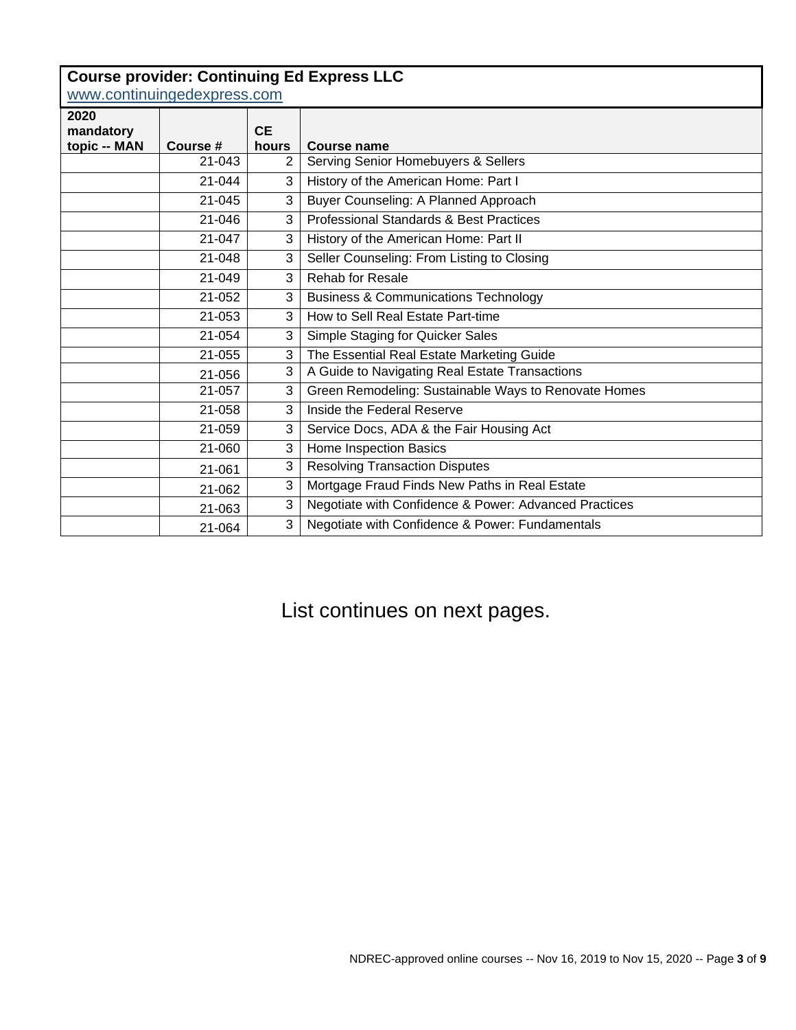**Course provider: Continuing Ed Express LLC**
www.continuingedexpress.com

| 2020 mandatory topic -- MAN | Course # | CE hours | Course name |
|---|---|---|---|
| | 21-043 | 2 | Serving Senior Homebuyers & Sellers |
| | 21-044 | 3 | History of the American Home: Part I |
| | 21-045 | 3 | Buyer Counseling: A Planned Approach |
| | 21-046 | 3 | Professional Standards & Best Practices |
| | 21-047 | 3 | History of the American Home: Part II |
| | 21-048 | 3 | Seller Counseling: From Listing to Closing |
| | 21-049 | 3 | Rehab for Resale |
| | 21-052 | 3 | Business & Communications Technology |
| | 21-053 | 3 | How to Sell Real Estate Part-time |
| | 21-054 | 3 | Simple Staging for Quicker Sales |
| | 21-055 | 3 | The Essential Real Estate Marketing Guide |
| | 21-056 | 3 | A Guide to Navigating Real Estate Transactions |
| | 21-057 | 3 | Green Remodeling: Sustainable Ways to Renovate Homes |
| | 21-058 | 3 | Inside the Federal Reserve |
| | 21-059 | 3 | Service Docs, ADA & the Fair Housing Act |
| | 21-060 | 3 | Home Inspection Basics |
| | 21-061 | 3 | Resolving Transaction Disputes |
| | 21-062 | 3 | Mortgage Fraud Finds New Paths in Real Estate |
| | 21-063 | 3 | Negotiate with Confidence & Power: Advanced Practices |
| | 21-064 | 3 | Negotiate with Confidence & Power: Fundamentals |

List continues on next pages.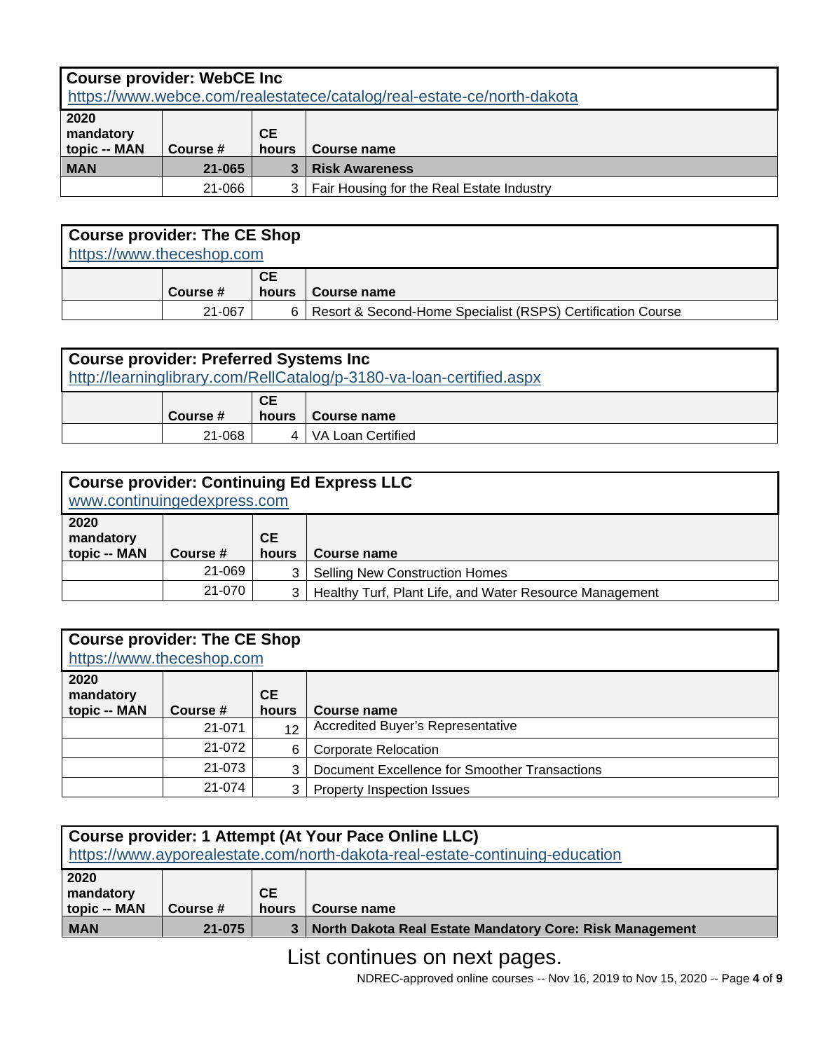| Course provider: WebCE Inc<br>https://www.webce.com/realestatece/catalog/real-estate-ce/north-dakota | | | |
|---|---|---|---|
| **2020 mandatory topic -- MAN** | **Course #** | **CE hours** | **Course name** |
| **MAN** | **21-065** | **3** | **Risk Awareness** |
| | 21-066 | 3 | Fair Housing for the Real Estate Industry |

| Course provider: The CE Shop<br>https://www.theceshop.com | | | |
|---|---|---|---|
| | **Course #** | **CE hours** | **Course name** |
| | 21-067 | 6 | Resort & Second-Home Specialist (RSPS) Certification Course |

| Course provider: Preferred Systems Inc<br>http://learninglibrary.com/RellCatalog/p-3180-va-loan-certified.aspx | | | |
|---|---|---|---|
| | **Course #** | **CE hours** | **Course name** |
| | 21-068 | 4 | VA Loan Certified |

| Course provider: Continuing Ed Express LLC<br>www.continuingedexpress.com | | | |
|---|---|---|---|
| **2020 mandatory topic -- MAN** | **Course #** | **CE hours** | **Course name** |
| | 21-069 | 3 | Selling New Construction Homes |
| | 21-070 | 3 | Healthy Turf, Plant Life, and Water Resource Management |

| Course provider: The CE Shop<br>https://www.theceshop.com | | | |
|---|---|---|---|
| **2020 mandatory topic -- MAN** | **Course #** | **CE hours** | **Course name** |
| | 21-071 | 12 | Accredited Buyer's Representative |
| | 21-072 | 6 | Corporate Relocation |
| | 21-073 | 3 | Document Excellence for Smoother Transactions |
| | 21-074 | 3 | Property Inspection Issues |

| Course provider: 1 Attempt (At Your Pace Online LLC)<br>https://www.ayporealestate.com/north-dakota-real-estate-continuing-education | | | |
|---|---|---|---|
| **2020 mandatory topic -- MAN** | **Course #** | **CE hours** | **Course name** |
| **MAN** | **21-075** | **3** | **North Dakota Real Estate Mandatory Core: Risk Management** |

List continues on next pages.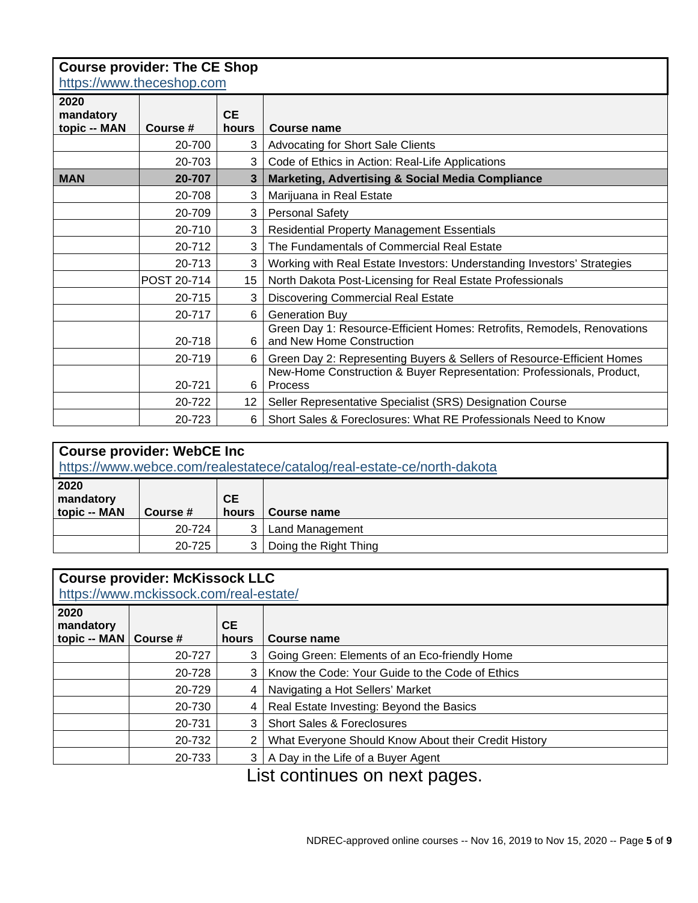## Course provider: The CE Shop

https://www.theceshop.com

| 2020 mandatory topic -- MAN | Course # | CE hours | Course name |
|---|---|---|---|
| | 20-700 | 3 | Advocating for Short Sale Clients |
| | 20-703 | 3 | Code of Ethics in Action: Real-Life Applications |
| **MAN** | **20-707** | **3** | **Marketing, Advertising & Social Media Compliance** |
| | 20-708 | 3 | Marijuana in Real Estate |
| | 20-709 | 3 | Personal Safety |
| | 20-710 | 3 | Residential Property Management Essentials |
| | 20-712 | 3 | The Fundamentals of Commercial Real Estate |
| | 20-713 | 3 | Working with Real Estate Investors: Understanding Investors' Strategies |
| | POST 20-714 | 15 | North Dakota Post-Licensing for Real Estate Professionals |
| | 20-715 | 3 | Discovering Commercial Real Estate |
| | 20-717 | 6 | Generation Buy |
| | 20-718 | 6 | Green Day 1: Resource-Efficient Homes: Retrofits, Remodels, Renovations and New Home Construction |
| | 20-719 | 6 | Green Day 2: Representing Buyers & Sellers of Resource-Efficient Homes |
| | 20-721 | 6 | New-Home Construction & Buyer Representation: Professionals, Product, Process |
| | 20-722 | 12 | Seller Representative Specialist (SRS) Designation Course |
| | 20-723 | 6 | Short Sales & Foreclosures: What RE Professionals Need to Know |

## Course provider: WebCE Inc

https://www.webce.com/realestatece/catalog/real-estate-ce/north-dakota

| 2020 mandatory topic -- MAN | Course # | CE hours | Course name |
|---|---|---|---|
| | 20-724 | 3 | Land Management |
| | 20-725 | 3 | Doing the Right Thing |

## Course provider: McKissock LLC

https://www.mckissock.com/real-estate/

| 2020 mandatory topic -- MAN | Course # | CE hours | Course name |
|---|---|---|---|
| | 20-727 | 3 | Going Green: Elements of an Eco-friendly Home |
| | 20-728 | 3 | Know the Code: Your Guide to the Code of Ethics |
| | 20-729 | 4 | Navigating a Hot Sellers' Market |
| | 20-730 | 4 | Real Estate Investing: Beyond the Basics |
| | 20-731 | 3 | Short Sales & Foreclosures |
| | 20-732 | 2 | What Everyone Should Know About their Credit History |
| | 20-733 | 3 | A Day in the Life of a Buyer Agent |

List continues on next pages.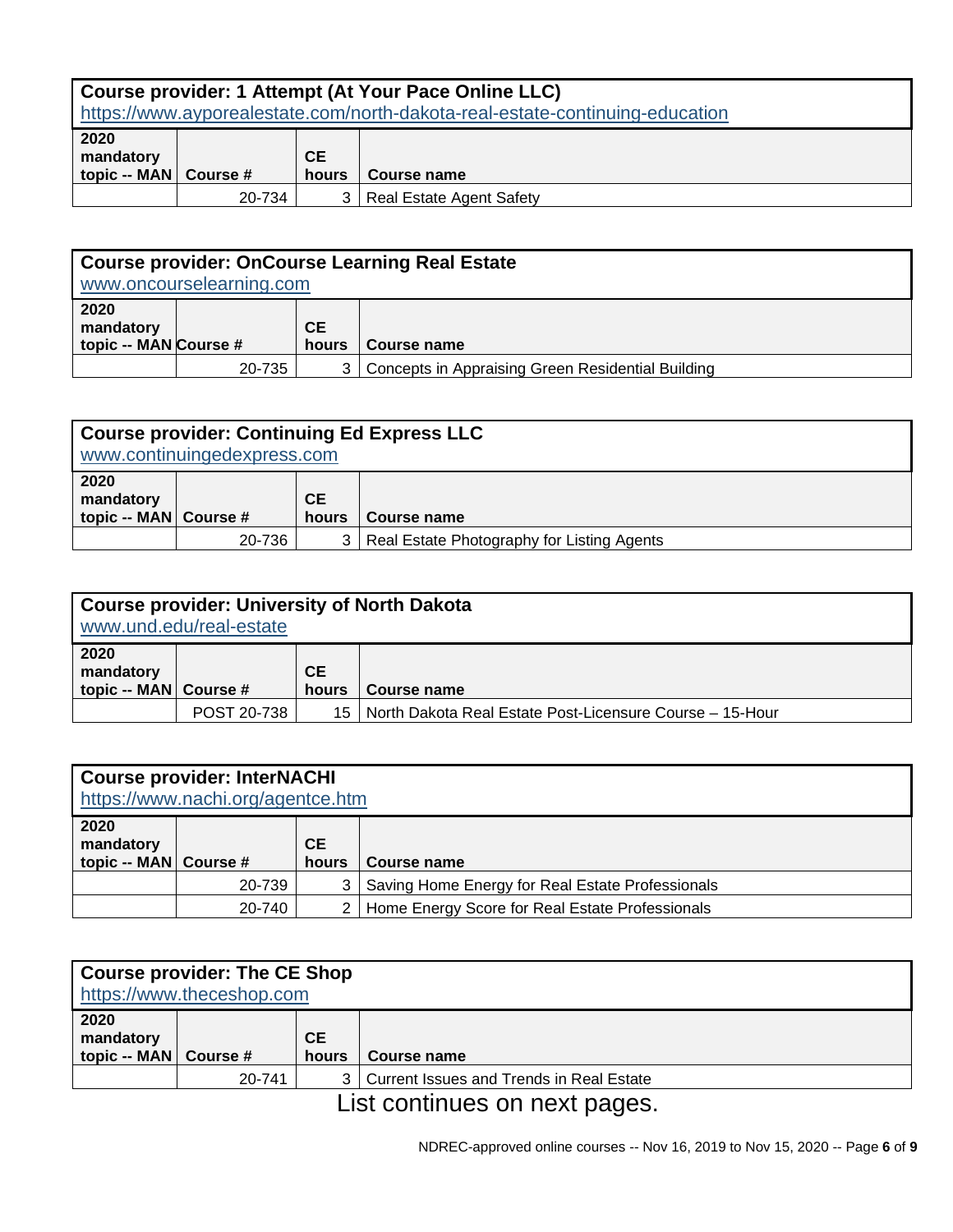**Course provider: 1 Attempt (At Your Pace Online LLC)**
https://www.ayporealestate.com/north-dakota-real-estate-continuing-education

| 2020 mandatory topic -- MAN | Course # | CE hours | Course name |
|---|---|---|---|
| | 20-734 | 3 | Real Estate Agent Safety |

**Course provider: OnCourse Learning Real Estate**
www.oncourselearning.com

| 2020 mandatory topic -- MAN | Course # | CE hours | Course name |
|---|---|---|---|
| | 20-735 | 3 | Concepts in Appraising Green Residential Building |

**Course provider: Continuing Ed Express LLC**
www.continuingedexpress.com

| 2020 mandatory topic -- MAN | Course # | CE hours | Course name |
|---|---|---|---|
| | 20-736 | 3 | Real Estate Photography for Listing Agents |

**Course provider: University of North Dakota**
www.und.edu/real-estate

| 2020 mandatory topic -- MAN | Course # | CE hours | Course name |
|---|---|---|---|
| | POST 20-738 | 15 | North Dakota Real Estate Post-Licensure Course – 15-Hour |

**Course provider: InterNACHI**
https://www.nachi.org/agentce.htm

| 2020 mandatory topic -- MAN | Course # | CE hours | Course name |
|---|---|---|---|
| | 20-739 | 3 | Saving Home Energy for Real Estate Professionals |
| | 20-740 | 2 | Home Energy Score for Real Estate Professionals |

**Course provider: The CE Shop**
https://www.theceshop.com

| 2020 mandatory topic -- MAN | Course # | CE hours | Course name |
|---|---|---|---|
| | 20-741 | 3 | Current Issues and Trends in Real Estate |

List continues on next pages.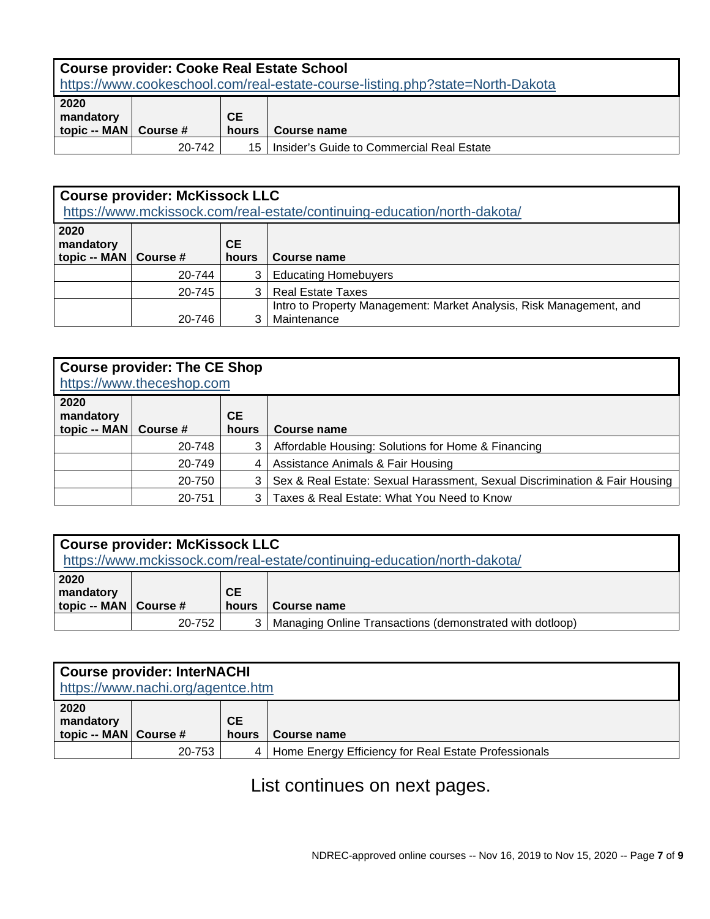**Course provider: Cooke Real Estate School**
https://www.cookeschool.com/real-estate-course-listing.php?state=North-Dakota

| 2020 mandatory topic -- MAN | Course # | CE hours | Course name |
|---|---|---|---|
| | 20-742 | 15 | Insider's Guide to Commercial Real Estate |

**Course provider: McKissock LLC**
https://www.mckissock.com/real-estate/continuing-education/north-dakota/

| 2020 mandatory topic -- MAN | Course # | CE hours | Course name |
|---|---|---|---|
| | 20-744 | 3 | Educating Homebuyers |
| | 20-745 | 3 | Real Estate Taxes |
| | 20-746 | 3 | Intro to Property Management: Market Analysis, Risk Management, and Maintenance |

**Course provider: The CE Shop**
https://www.theceshop.com

| 2020 mandatory topic -- MAN | Course # | CE hours | Course name |
|---|---|---|---|
| | 20-748 | 3 | Affordable Housing: Solutions for Home & Financing |
| | 20-749 | 4 | Assistance Animals & Fair Housing |
| | 20-750 | 3 | Sex & Real Estate: Sexual Harassment, Sexual Discrimination & Fair Housing |
| | 20-751 | 3 | Taxes & Real Estate: What You Need to Know |

**Course provider: McKissock LLC**
https://www.mckissock.com/real-estate/continuing-education/north-dakota/

| 2020 mandatory topic -- MAN | Course # | CE hours | Course name |
|---|---|---|---|
| | 20-752 | 3 | Managing Online Transactions (demonstrated with dotloop) |

**Course provider: InterNACHI**
https://www.nachi.org/agentce.htm

| 2020 mandatory topic -- MAN | Course # | CE hours | Course name |
|---|---|---|---|
| | 20-753 | 4 | Home Energy Efficiency for Real Estate Professionals |

List continues on next pages.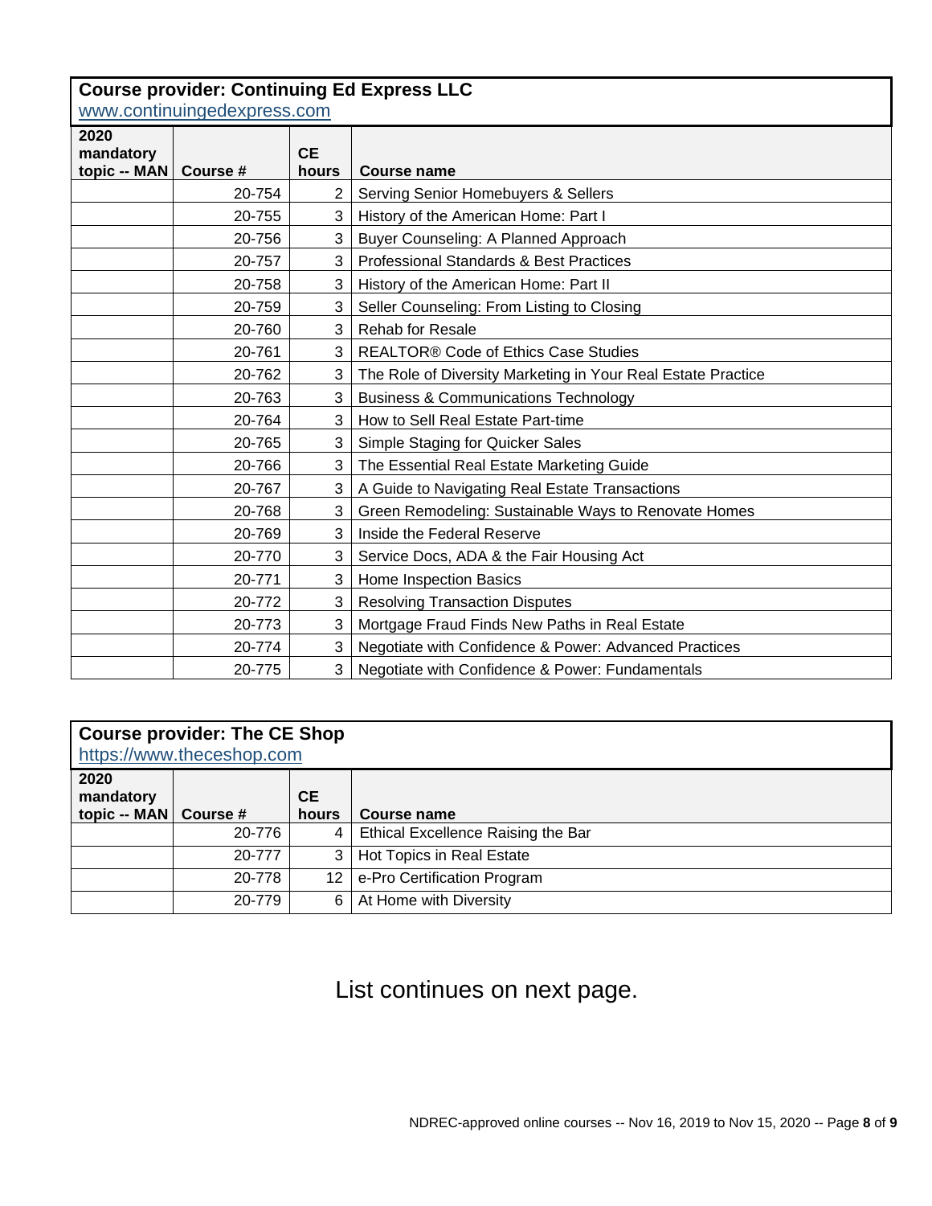**Course provider: Continuing Ed Express LLC**
www.continuingedexpress.com

| 2020 mandatory topic -- MAN | Course # | CE hours | Course name |
|---|---|---|---|
| | 20-754 | 2 | Serving Senior Homebuyers & Sellers |
| | 20-755 | 3 | History of the American Home: Part I |
| | 20-756 | 3 | Buyer Counseling: A Planned Approach |
| | 20-757 | 3 | Professional Standards & Best Practices |
| | 20-758 | 3 | History of the American Home: Part II |
| | 20-759 | 3 | Seller Counseling: From Listing to Closing |
| | 20-760 | 3 | Rehab for Resale |
| | 20-761 | 3 | REALTOR® Code of Ethics Case Studies |
| | 20-762 | 3 | The Role of Diversity Marketing in Your Real Estate Practice |
| | 20-763 | 3 | Business & Communications Technology |
| | 20-764 | 3 | How to Sell Real Estate Part-time |
| | 20-765 | 3 | Simple Staging for Quicker Sales |
| | 20-766 | 3 | The Essential Real Estate Marketing Guide |
| | 20-767 | 3 | A Guide to Navigating Real Estate Transactions |
| | 20-768 | 3 | Green Remodeling: Sustainable Ways to Renovate Homes |
| | 20-769 | 3 | Inside the Federal Reserve |
| | 20-770 | 3 | Service Docs, ADA & the Fair Housing Act |
| | 20-771 | 3 | Home Inspection Basics |
| | 20-772 | 3 | Resolving Transaction Disputes |
| | 20-773 | 3 | Mortgage Fraud Finds New Paths in Real Estate |
| | 20-774 | 3 | Negotiate with Confidence & Power: Advanced Practices |
| | 20-775 | 3 | Negotiate with Confidence & Power: Fundamentals |

**Course provider: The CE Shop**
https://www.theceshop.com

| 2020 mandatory topic -- MAN | Course # | CE hours | Course name |
|---|---|---|---|
| | 20-776 | 4 | Ethical Excellence Raising the Bar |
| | 20-777 | 3 | Hot Topics in Real Estate |
| | 20-778 | 12 | e-Pro Certification Program |
| | 20-779 | 6 | At Home with Diversity |

List continues on next page.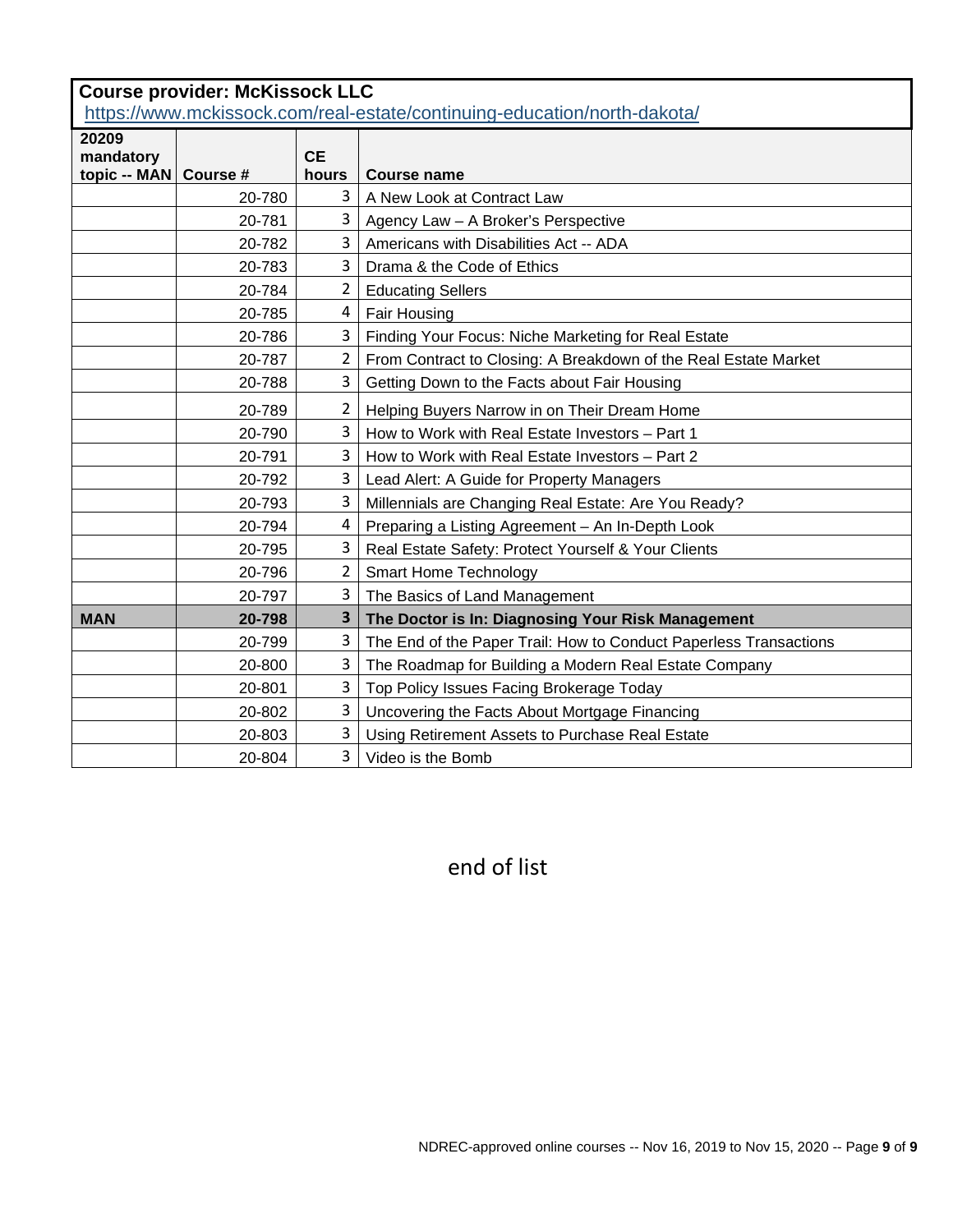**Course provider: McKissock LLC**
https://www.mckissock.com/real-estate/continuing-education/north-dakota/

| 20209 mandatory topic -- MAN | Course # | CE hours | Course name |
|---|---|---|---|
| | 20-780 | 3 | A New Look at Contract Law |
| | 20-781 | 3 | Agency Law – A Broker's Perspective |
| | 20-782 | 3 | Americans with Disabilities Act -- ADA |
| | 20-783 | 3 | Drama & the Code of Ethics |
| | 20-784 | 2 | Educating Sellers |
| | 20-785 | 4 | Fair Housing |
| | 20-786 | 3 | Finding Your Focus: Niche Marketing for Real Estate |
| | 20-787 | 2 | From Contract to Closing: A Breakdown of the Real Estate Market |
| | 20-788 | 3 | Getting Down to the Facts about Fair Housing |
| | 20-789 | 2 | Helping Buyers Narrow in on Their Dream Home |
| | 20-790 | 3 | How to Work with Real Estate Investors – Part 1 |
| | 20-791 | 3 | How to Work with Real Estate Investors – Part 2 |
| | 20-792 | 3 | Lead Alert: A Guide for Property Managers |
| | 20-793 | 3 | Millennials are Changing Real Estate: Are You Ready? |
| | 20-794 | 4 | Preparing a Listing Agreement – An In-Depth Look |
| | 20-795 | 3 | Real Estate Safety: Protect Yourself & Your Clients |
| | 20-796 | 2 | Smart Home Technology |
| | 20-797 | 3 | The Basics of Land Management |
| **MAN** | **20-798** | **3** | **The Doctor is In: Diagnosing Your Risk Management** |
| | 20-799 | 3 | The End of the Paper Trail: How to Conduct Paperless Transactions |
| | 20-800 | 3 | The Roadmap for Building a Modern Real Estate Company |
| | 20-801 | 3 | Top Policy Issues Facing Brokerage Today |
| | 20-802 | 3 | Uncovering the Facts About Mortgage Financing |
| | 20-803 | 3 | Using Retirement Assets to Purchase Real Estate |
| | 20-804 | 3 | Video is the Bomb |

end of list